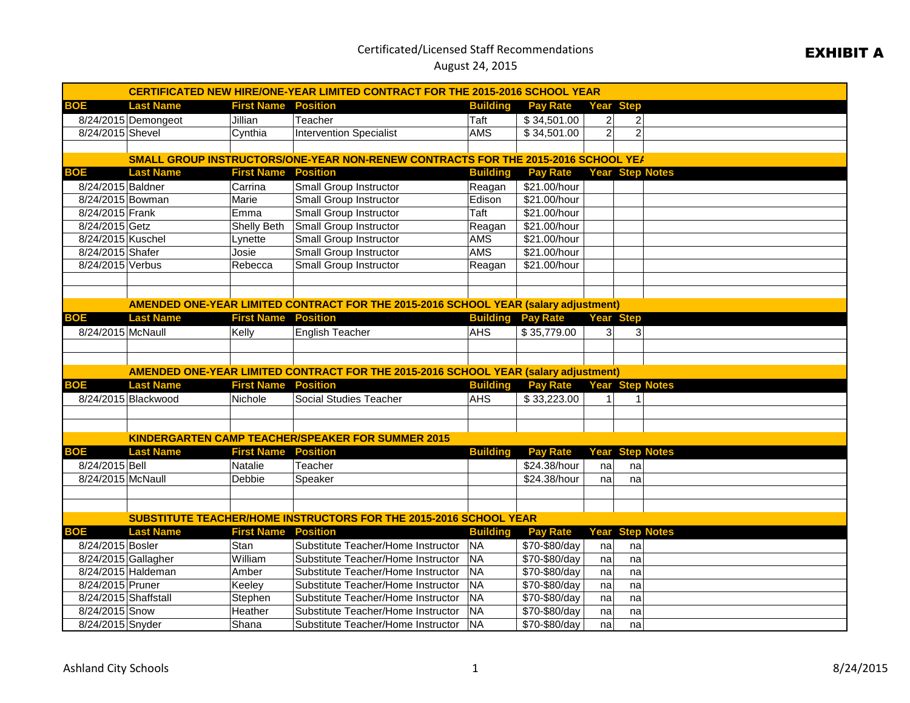# Certificated/Licensed Staff Recommendations

August 24, 2015

**EXHIBIT A**

**CERTIFICATED NEW HIRE/ONE-YEAR LIMITED CONTRACT FOR THE 2015-2016 SCHOOL YEAR**

| BOE | Last Name | First Name | Position | Building | Pay Rate | Year | Step | |
|---|---|---|---|---|---|---|---|---|
| 8/24/2015 | Demongeot | Jillian | Teacher | Taft | $ 34,501.00 | 2 | 2 | |
| 8/24/2015 | Shevel | Cynthia | Intervention Specialist | AMS | $ 34,501.00 | 2 | 2 | |

**SMALL GROUP INSTRUCTORS/ONE-YEAR NON-RENEW CONTRACTS FOR THE 2015-2016 SCHOOL YEA**

| BOE | Last Name | First Name | Position | Building | Pay Rate | Year | Step | Notes |
|---|---|---|---|---|---|---|---|---|
| 8/24/2015 | Baldner | Carrina | Small Group Instructor | Reagan | $21.00/hour | | | |
| 8/24/2015 | Bowman | Marie | Small Group Instructor | Edison | $21.00/hour | | | |
| 8/24/2015 | Frank | Emma | Small Group Instructor | Taft | $21.00/hour | | | |
| 8/24/2015 | Getz | Shelly Beth | Small Group Instructor | Reagan | $21.00/hour | | | |
| 8/24/2015 | Kuschel | Lynette | Small Group Instructor | AMS | $21.00/hour | | | |
| 8/24/2015 | Shafer | Josie | Small Group Instructor | AMS | $21.00/hour | | | |
| 8/24/2015 | Verbus | Rebecca | Small Group Instructor | Reagan | $21.00/hour | | | |

**AMENDED ONE-YEAR LIMITED CONTRACT FOR THE 2015-2016 SCHOOL YEAR (salary adjustment)**

| BOE | Last Name | First Name | Position | Building | Pay Rate | Year | Step | |
|---|---|---|---|---|---|---|---|---|
| 8/24/2015 | McNaull | Kelly | English Teacher | AHS | $ 35,779.00 | 3 | 3 | |

**AMENDED ONE-YEAR LIMITED CONTRACT FOR THE 2015-2016 SCHOOL YEAR (salary adjustment)**

| BOE | Last Name | First Name | Position | Building | Pay Rate | Year | Step | Notes |
|---|---|---|---|---|---|---|---|---|
| 8/24/2015 | Blackwood | Nichole | Social Studies Teacher | AHS | $ 33,223.00 | 1 | 1 | |

**KINDERGARTEN CAMP TEACHER/SPEAKER FOR SUMMER 2015**

| BOE | Last Name | First Name | Position | Building | Pay Rate | Year | Step | Notes |
|---|---|---|---|---|---|---|---|---|
| 8/24/2015 | Bell | Natalie | Teacher | | $24.38/hour | na | na | |
| 8/24/2015 | McNaull | Debbie | Speaker | | $24.38/hour | na | na | |

**SUBSTITUTE TEACHER/HOME INSTRUCTORS FOR THE 2015-2016 SCHOOL YEAR**

| BOE | Last Name | First Name | Position | Building | Pay Rate | Year | Step | Notes |
|---|---|---|---|---|---|---|---|---|
| 8/24/2015 | Bosler | Stan | Substitute Teacher/Home Instructor | NA | $70-$80/day | na | na | |
| 8/24/2015 | Gallagher | William | Substitute Teacher/Home Instructor | NA | $70-$80/day | na | na | |
| 8/24/2015 | Haldeman | Amber | Substitute Teacher/Home Instructor | NA | $70-$80/day | na | na | |
| 8/24/2015 | Pruner | Keeley | Substitute Teacher/Home Instructor | NA | $70-$80/day | na | na | |
| 8/24/2015 | Shaffstall | Stephen | Substitute Teacher/Home Instructor | NA | $70-$80/day | na | na | |
| 8/24/2015 | Snow | Heather | Substitute Teacher/Home Instructor | NA | $70-$80/day | na | na | |
| 8/24/2015 | Snyder | Shana | Substitute Teacher/Home Instructor | NA | $70-$80/day | na | na | |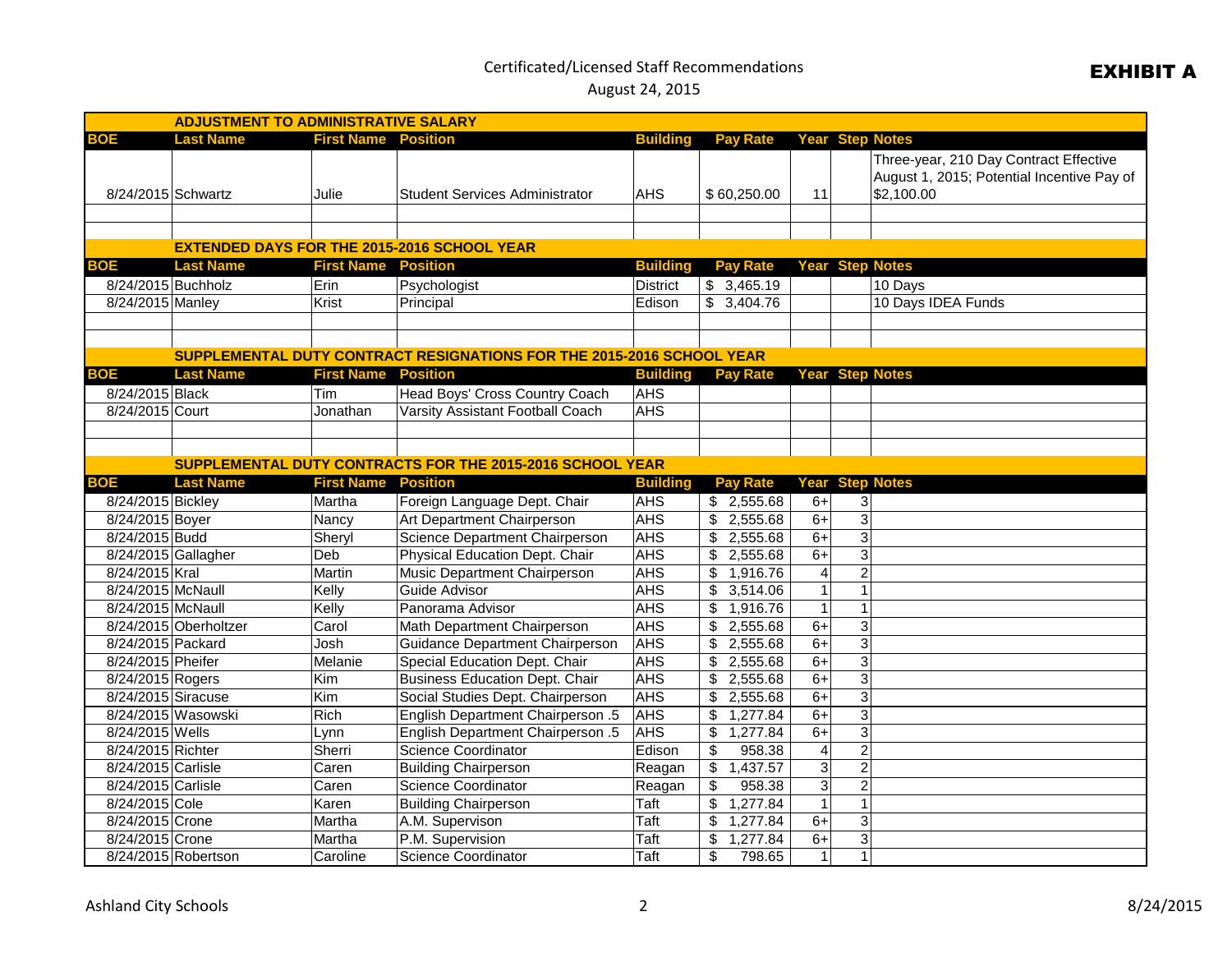Certificated/Licensed Staff Recommendations
August 24, 2015

**EXHIBIT A**

## ADJUSTMENT TO ADMINISTRATIVE SALARY

| BOE | Last Name | First Name | Position | Building | Pay Rate | Year | Step | Notes |
|---|---|---|---|---|---|---|---|---|
| 8/24/2015 | Schwartz | Julie | Student Services Administrator | AHS | $ 60,250.00 | 11 | | Three-year, 210 Day Contract Effective August 1, 2015; Potential Incentive Pay of $2,100.00 |

## EXTENDED DAYS FOR THE 2015-2016 SCHOOL YEAR

| BOE | Last Name | First Name | Position | Building | Pay Rate | Year | Step | Notes |
|---|---|---|---|---|---|---|---|---|
| 8/24/2015 | Buchholz | Erin | Psychologist | District | $ 3,465.19 | | | 10 Days |
| 8/24/2015 | Manley | Krist | Principal | Edison | $ 3,404.76 | | | 10 Days IDEA Funds |

## SUPPLEMENTAL DUTY CONTRACT RESIGNATIONS FOR THE 2015-2016 SCHOOL YEAR

| BOE | Last Name | First Name | Position | Building | Pay Rate | Year | Step | Notes |
|---|---|---|---|---|---|---|---|---|
| 8/24/2015 | Black | Tim | Head Boys' Cross Country Coach | AHS | | | | |
| 8/24/2015 | Court | Jonathan | Varsity Assistant Football Coach | AHS | | | | |

## SUPPLEMENTAL DUTY CONTRACTS FOR THE 2015-2016 SCHOOL YEAR

| BOE | Last Name | First Name | Position | Building | Pay Rate | Year | Step | Notes |
|---|---|---|---|---|---|---|---|---|
| 8/24/2015 | Bickley | Martha | Foreign Language Dept. Chair | AHS | $ 2,555.68 | 6+ | 3 | |
| 8/24/2015 | Boyer | Nancy | Art Department Chairperson | AHS | $ 2,555.68 | 6+ | 3 | |
| 8/24/2015 | Budd | Sheryl | Science Department Chairperson | AHS | $ 2,555.68 | 6+ | 3 | |
| 8/24/2015 | Gallagher | Deb | Physical Education Dept. Chair | AHS | $ 2,555.68 | 6+ | 3 | |
| 8/24/2015 | Kral | Martin | Music Department Chairperson | AHS | $ 1,916.76 | 4 | 2 | |
| 8/24/2015 | McNaull | Kelly | Guide Advisor | AHS | $ 3,514.06 | 1 | 1 | |
| 8/24/2015 | McNaull | Kelly | Panorama Advisor | AHS | $ 1,916.76 | 1 | 1 | |
| 8/24/2015 | Oberholtzer | Carol | Math Department Chairperson | AHS | $ 2,555.68 | 6+ | 3 | |
| 8/24/2015 | Packard | Josh | Guidance Department Chairperson | AHS | $ 2,555.68 | 6+ | 3 | |
| 8/24/2015 | Pheifer | Melanie | Special Education Dept. Chair | AHS | $ 2,555.68 | 6+ | 3 | |
| 8/24/2015 | Rogers | Kim | Business Education Dept. Chair | AHS | $ 2,555.68 | 6+ | 3 | |
| 8/24/2015 | Siracuse | Kim | Social Studies Dept. Chairperson | AHS | $ 2,555.68 | 6+ | 3 | |
| 8/24/2015 | Wasowski | Rich | English Department Chairperson .5 | AHS | $ 1,277.84 | 6+ | 3 | |
| 8/24/2015 | Wells | Lynn | English Department Chairperson .5 | AHS | $ 1,277.84 | 6+ | 3 | |
| 8/24/2015 | Richter | Sherri | Science Coordinator | Edison | $ 958.38 | 4 | 2 | |
| 8/24/2015 | Carlisle | Caren | Building Chairperson | Reagan | $ 1,437.57 | 3 | 2 | |
| 8/24/2015 | Carlisle | Caren | Science Coordinator | Reagan | $ 958.38 | 3 | 2 | |
| 8/24/2015 | Cole | Karen | Building Chairperson | Taft | $ 1,277.84 | 1 | 1 | |
| 8/24/2015 | Crone | Martha | A.M. Supervison | Taft | $ 1,277.84 | 6+ | 3 | |
| 8/24/2015 | Crone | Martha | P.M. Supervision | Taft | $ 1,277.84 | 6+ | 3 | |
| 8/24/2015 | Robertson | Caroline | Science Coordinator | Taft | $ 798.65 | 1 | 1 | |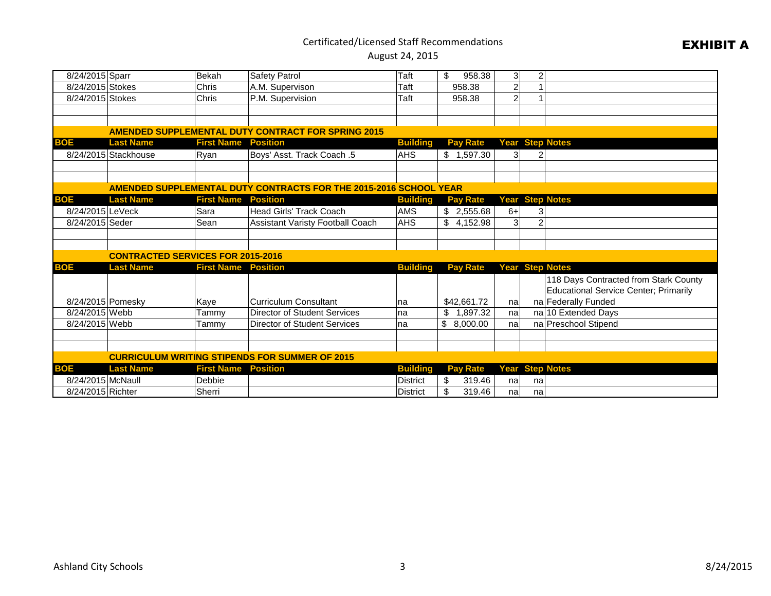Certificated/Licensed Staff Recommendations
August 24, 2015

**EXHIBIT A**

| | | | | | | | | |
|---|---|---|---|---|---|---|---|---|
| 8/24/2015 | Sparr | Bekah | Safety Patrol | Taft | $ 958.38 | 3 | 2 | |
| 8/24/2015 | Stokes | Chris | A.M. Supervison | Taft | 958.38 | 2 | 1 | |
| 8/24/2015 | Stokes | Chris | P.M. Supervision | Taft | 958.38 | 2 | 1 | |

**AMENDED SUPPLEMENTAL DUTY CONTRACT FOR SPRING 2015**

| BOE | Last Name | First Name | Position | Building | Pay Rate | Year | Step | Notes |
|---|---|---|---|---|---|---|---|---|
| 8/24/2015 | Stackhouse | Ryan | Boys' Asst. Track Coach .5 | AHS | $ 1,597.30 | 3 | 2 | |

**AMENDED SUPPLEMENTAL DUTY CONTRACTS FOR THE 2015-2016 SCHOOL YEAR**

| BOE | Last Name | First Name | Position | Building | Pay Rate | Year | Step | Notes |
|---|---|---|---|---|---|---|---|---|
| 8/24/2015 | LeVeck | Sara | Head Girls' Track Coach | AMS | $ 2,555.68 | 6+ | 3 | |
| 8/24/2015 | Seder | Sean | Assistant Varisty Football Coach | AHS | $ 4,152.98 | 3 | 2 | |

**CONTRACTED SERVICES FOR 2015-2016**

| BOE | Last Name | First Name | Position | Building | Pay Rate | Year | Step | Notes |
|---|---|---|---|---|---|---|---|---|
| 8/24/2015 | Pomesky | Kaye | Curriculum Consultant | na | $42,661.72 | na | na | 118 Days Contracted from Stark County Educational Service Center; Primarily Federally Funded |
| 8/24/2015 | Webb | Tammy | Director of Student Services | na | $ 1,897.32 | na | na | 10 Extended Days |
| 8/24/2015 | Webb | Tammy | Director of Student Services | na | $ 8,000.00 | na | na | Preschool Stipend |

**CURRICULUM WRITING STIPENDS FOR SUMMER OF 2015**

| BOE | Last Name | First Name | Position | Building | Pay Rate | Year | Step | Notes |
|---|---|---|---|---|---|---|---|---|
| 8/24/2015 | McNaull | Debbie | | District | $ 319.46 | na | na | |
| 8/24/2015 | Richter | Sherri | | District | $ 319.46 | na | na | |